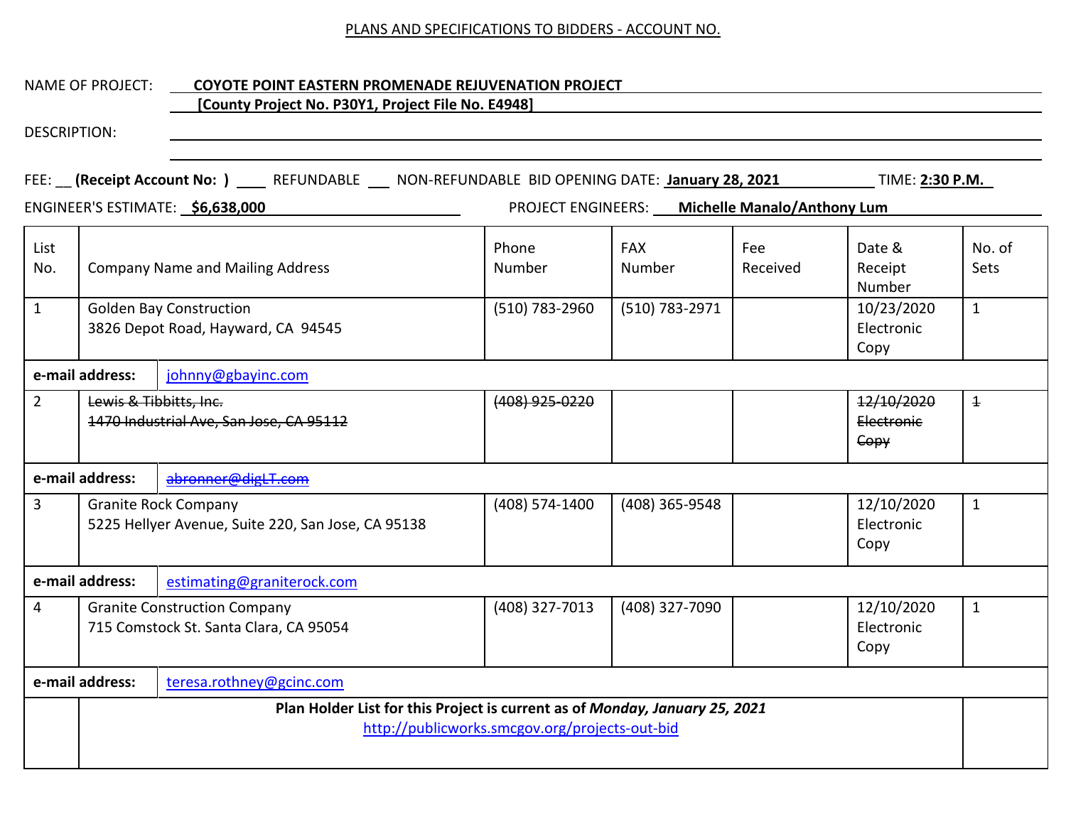PLANS AND SPECIFICATIONS TO BIDDERS - ACCOUNT NO.

NAME OF PROJECT: **COYOTE POINT EASTERN PROMENADE REJUVENATION PROJECT**
**[County Project No. P30Y1, Project File No. E4948]**

DESCRIPTION:

FEE: __ **(Receipt Account No: )** ____ REFUNDABLE ___ NON-REFUNDABLE BID OPENING DATE: **January 28, 2021** TIME: **2:30 P.M.**

ENGINEER'S ESTIMATE: **$6,638,000** PROJECT ENGINEERS: **Michelle Manalo/Anthony Lum**

| List No. | Company Name and Mailing Address | Phone Number | FAX Number | Fee Received | Date & Receipt Number | No. of Sets |
|---|---|---|---|---|---|---|
| 1 | Golden Bay Construction<br>3826 Depot Road, Hayward, CA 94545 | (510) 783-2960 | (510) 783-2971 | | 10/23/2020 Electronic Copy | 1 |
| **e-mail address:** | johnny@gbayinc.com | | | | | |
| 2 | ~~Lewis & Tibbitts, Inc.~~<br>~~1470 Industrial Ave, San Jose, CA 95112~~ | ~~(408) 925-0220~~ | | | ~~12/10/2020 Electronic Copy~~ | ~~1~~ |
| **e-mail address:** | ~~abronner@digLT.com~~ | | | | | |
| 3 | Granite Rock Company<br>5225 Hellyer Avenue, Suite 220, San Jose, CA 95138 | (408) 574-1400 | (408) 365-9548 | | 12/10/2020 Electronic Copy | 1 |
| **e-mail address:** | estimating@graniterock.com | | | | | |
| 4 | Granite Construction Company<br>715 Comstock St. Santa Clara, CA 95054 | (408) 327-7013 | (408) 327-7090 | | 12/10/2020 Electronic Copy | 1 |
| **e-mail address:** | teresa.rothney@gcinc.com | | | | | |
| | **Plan Holder List for this Project is current as of *Monday, January 25, 2021***<br>http://publicworks.smcgov.org/projects-out-bid | | | | | |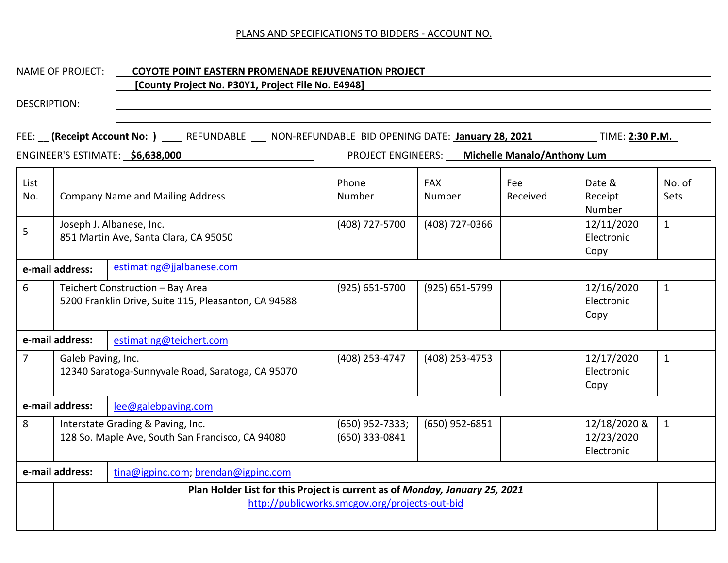PLANS AND SPECIFICATIONS TO BIDDERS - ACCOUNT NO.

NAME OF PROJECT: **COYOTE POINT EASTERN PROMENADE REJUVENATION PROJECT**
**[County Project No. P30Y1, Project File No. E4948]**

DESCRIPTION:

FEE: __ **(Receipt Account No: )** ____ REFUNDABLE ___ NON-REFUNDABLE BID OPENING DATE: **January 28, 2021** TIME: **2:30 P.M.**

ENGINEER'S ESTIMATE: **$6,638,000** PROJECT ENGINEERS: **Michelle Manalo/Anthony Lum**

| List No. | Company Name and Mailing Address | Phone Number | FAX Number | Fee Received | Date & Receipt Number | No. of Sets |
|---|---|---|---|---|---|---|
| 5 | Joseph J. Albanese, Inc.<br>851 Martin Ave, Santa Clara, CA 95050 | (408) 727-5700 | (408) 727-0366 | | 12/11/2020 Electronic Copy | 1 |
| **e-mail address:** | estimating@jjalbanese.com | | | | | |
| 6 | Teichert Construction – Bay Area<br>5200 Franklin Drive, Suite 115, Pleasanton, CA 94588 | (925) 651-5700 | (925) 651-5799 | | 12/16/2020 Electronic Copy | 1 |
| **e-mail address:** | estimating@teichert.com | | | | | |
| 7 | Galeb Paving, Inc.<br>12340 Saratoga-Sunnyvale Road, Saratoga, CA 95070 | (408) 253-4747 | (408) 253-4753 | | 12/17/2020 Electronic Copy | 1 |
| **e-mail address:** | lee@galebpaving.com | | | | | |
| 8 | Interstate Grading & Paving, Inc.<br>128 So. Maple Ave, South San Francisco, CA 94080 | (650) 952-7333; (650) 333-0841 | (650) 952-6851 | | 12/18/2020 & 12/23/2020 Electronic | 1 |
| **e-mail address:** | tina@igpinc.com; brendan@igpinc.com | | | | | |
| | **Plan Holder List for this Project is current as of *Monday, January 25, 2021***<br>http://publicworks.smcgov.org/projects-out-bid | | | | | |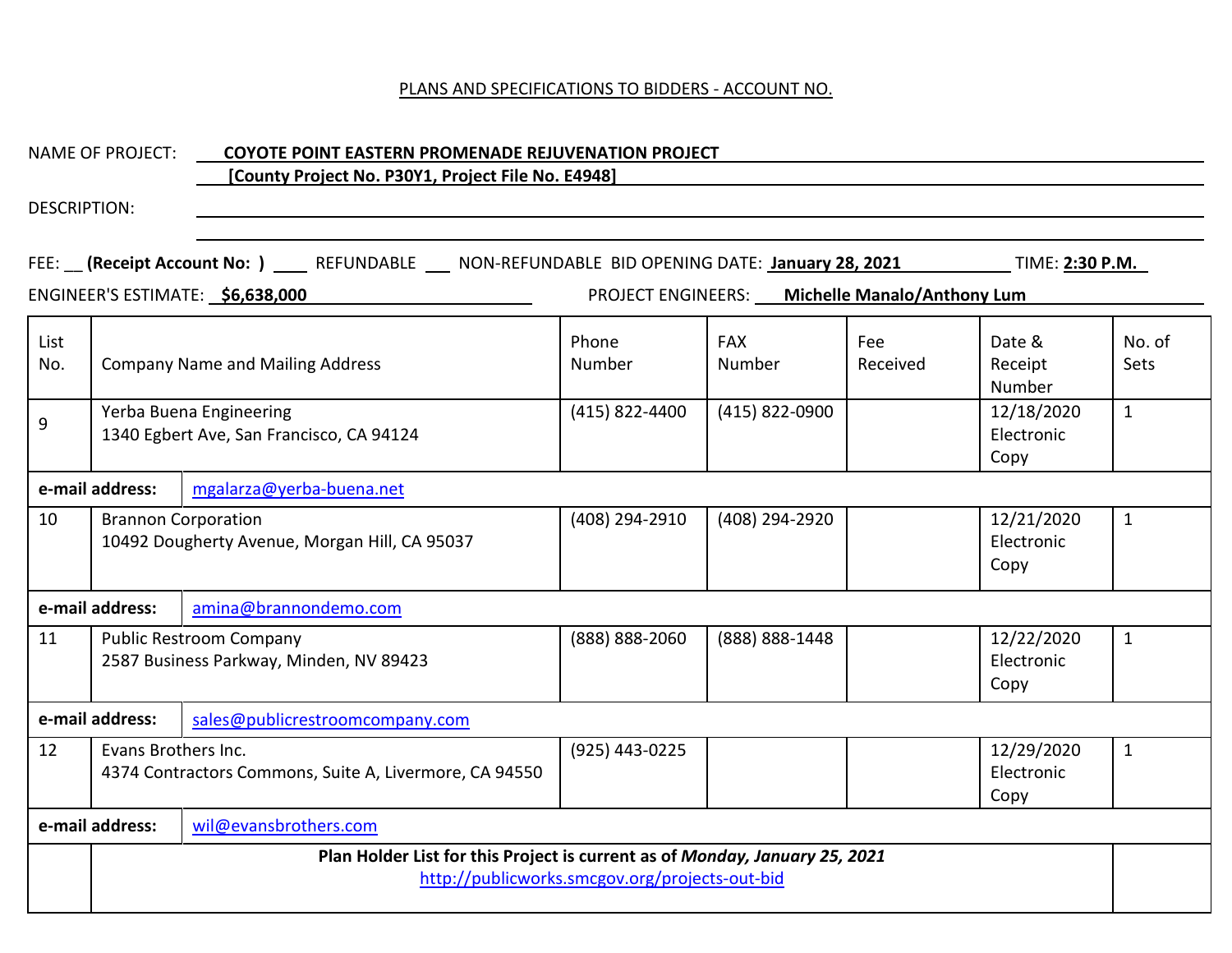PLANS AND SPECIFICATIONS TO BIDDERS - ACCOUNT NO.

NAME OF PROJECT: **COYOTE POINT EASTERN PROMENADE REJUVENATION PROJECT**
**[County Project No. P30Y1, Project File No. E4948]**

DESCRIPTION:

FEE: __ **(Receipt Account No: )** ____ REFUNDABLE ___ NON-REFUNDABLE BID OPENING DATE: **January 28, 2021** TIME: **2:30 P.M.**

ENGINEER'S ESTIMATE: **$6,638,000** PROJECT ENGINEERS: **Michelle Manalo/Anthony Lum**

| List No. | Company Name and Mailing Address | Phone Number | FAX Number | Fee Received | Date & Receipt Number | No. of Sets |
|---|---|---|---|---|---|---|
| 9 | Yerba Buena Engineering<br>1340 Egbert Ave, San Francisco, CA 94124 | (415) 822-4400 | (415) 822-0900 | | 12/18/2020 Electronic Copy | 1 |
| **e-mail address:** | mgalarza@yerba-buena.net | | | | | |
| 10 | Brannon Corporation<br>10492 Dougherty Avenue, Morgan Hill, CA 95037 | (408) 294-2910 | (408) 294-2920 | | 12/21/2020 Electronic Copy | 1 |
| **e-mail address:** | amina@brannondemo.com | | | | | |
| 11 | Public Restroom Company<br>2587 Business Parkway, Minden, NV 89423 | (888) 888-2060 | (888) 888-1448 | | 12/22/2020 Electronic Copy | 1 |
| **e-mail address:** | sales@publicrestroomcompany.com | | | | | |
| 12 | Evans Brothers Inc.<br>4374 Contractors Commons, Suite A, Livermore, CA 94550 | (925) 443-0225 | | | 12/29/2020 Electronic Copy | 1 |
| **e-mail address:** | wil@evansbrothers.com | | | | | |

**Plan Holder List for this Project is current as of *Monday, January 25, 2021***
http://publicworks.smcgov.org/projects-out-bid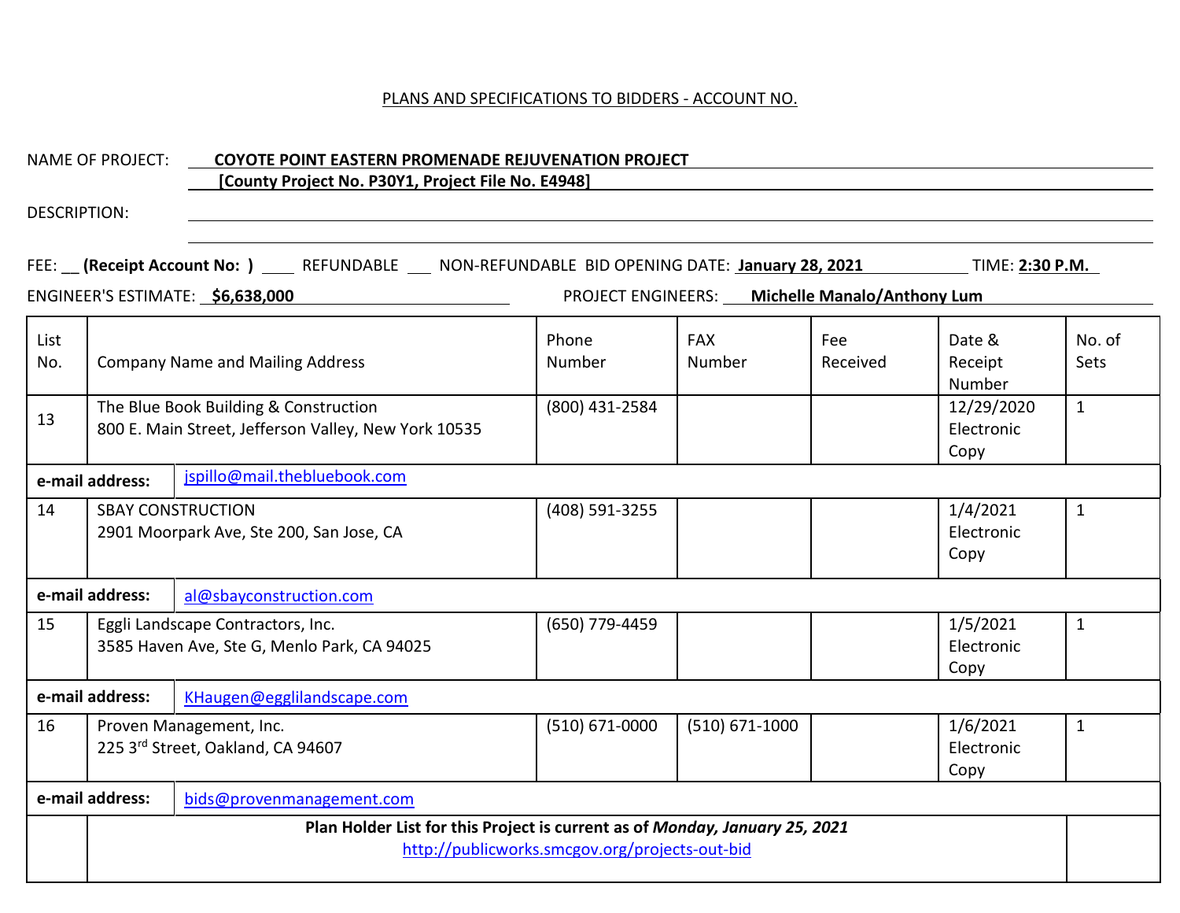PLANS AND SPECIFICATIONS TO BIDDERS - ACCOUNT NO.

NAME OF PROJECT: **COYOTE POINT EASTERN PROMENADE REJUVENATION PROJECT**
**[County Project No. P30Y1, Project File No. E4948]**

DESCRIPTION:

FEE: __ **(Receipt Account No: )** ____ REFUNDABLE ___ NON-REFUNDABLE BID OPENING DATE: **January 28, 2021** TIME: **2:30 P.M.**

ENGINEER'S ESTIMATE: **$6,638,000** PROJECT ENGINEERS: **Michelle Manalo/Anthony Lum**

| List No. | Company Name and Mailing Address | Phone Number | FAX Number | Fee Received | Date & Receipt Number | No. of Sets |
|---|---|---|---|---|---|---|
| 13 | The Blue Book Building & Construction<br>800 E. Main Street, Jefferson Valley, New York 10535 | (800) 431-2584 | | | 12/29/2020 Electronic Copy | 1 |
| **e-mail address:** | jspillo@mail.thebluebook.com | | | | | |
| 14 | SBAY CONSTRUCTION<br>2901 Moorpark Ave, Ste 200, San Jose, CA | (408) 591-3255 | | | 1/4/2021 Electronic Copy | 1 |
| **e-mail address:** | al@sbayconstruction.com | | | | | |
| 15 | Eggli Landscape Contractors, Inc.<br>3585 Haven Ave, Ste G, Menlo Park, CA 94025 | (650) 779-4459 | | | 1/5/2021 Electronic Copy | 1 |
| **e-mail address:** | KHaugen@egglilandscape.com | | | | | |
| 16 | Proven Management, Inc.<br>225 3rd Street, Oakland, CA 94607 | (510) 671-0000 | (510) 671-1000 | | 1/6/2021 Electronic Copy | 1 |
| **e-mail address:** | bids@provenmanagement.com | | | | | |
| | **Plan Holder List for this Project is current as of *Monday, January 25, 2021***<br>http://publicworks.smcgov.org/projects-out-bid | | | | | |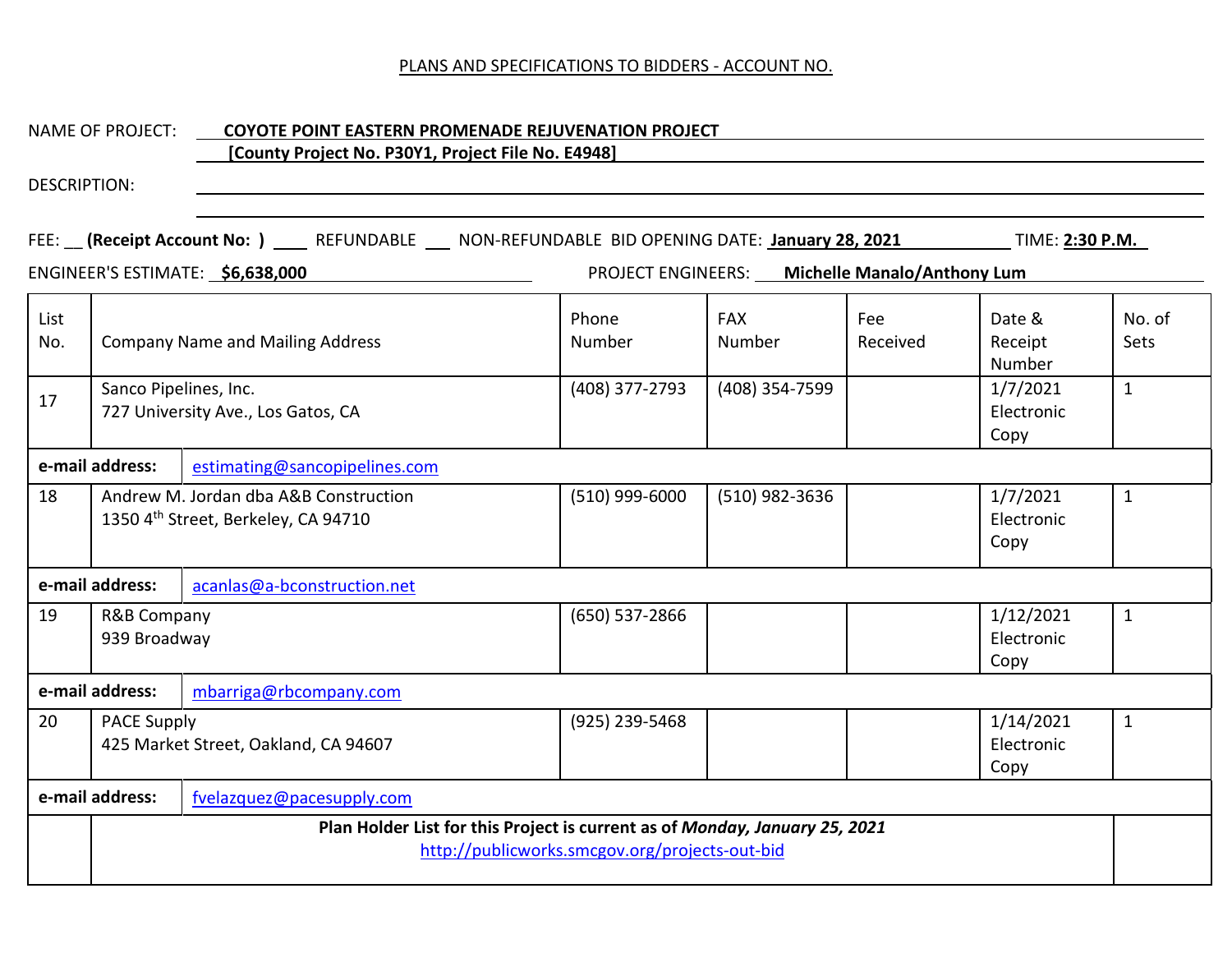PLANS AND SPECIFICATIONS TO BIDDERS - ACCOUNT NO.

NAME OF PROJECT: **COYOTE POINT EASTERN PROMENADE REJUVENATION PROJECT**
**[County Project No. P30Y1, Project File No. E4948]**

DESCRIPTION:

FEE: __ **(Receipt Account No: )** ____ REFUNDABLE ___ NON-REFUNDABLE BID OPENING DATE: **January 28, 2021** TIME: **2:30 P.M.**

ENGINEER'S ESTIMATE: **$6,638,000** PROJECT ENGINEERS: **Michelle Manalo/Anthony Lum**

| List No. | Company Name and Mailing Address | Phone Number | FAX Number | Fee Received | Date & Receipt Number | No. of Sets |
|---|---|---|---|---|---|---|
| 17 | Sanco Pipelines, Inc.<br>727 University Ave., Los Gatos, CA | (408) 377-2793 | (408) 354-7599 | | 1/7/2021 Electronic Copy | 1 |
| **e-mail address:** | estimating@sancopipelines.com | | | | | |
| 18 | Andrew M. Jordan dba A&B Construction<br>1350 4th Street, Berkeley, CA 94710 | (510) 999-6000 | (510) 982-3636 | | 1/7/2021 Electronic Copy | 1 |
| **e-mail address:** | acanlas@a-bconstruction.net | | | | | |
| 19 | R&B Company<br>939 Broadway | (650) 537-2866 | | | 1/12/2021 Electronic Copy | 1 |
| **e-mail address:** | mbarriga@rbcompany.com | | | | | |
| 20 | PACE Supply<br>425 Market Street, Oakland, CA 94607 | (925) 239-5468 | | | 1/14/2021 Electronic Copy | 1 |
| **e-mail address:** | fvelazquez@pacesupply.com | | | | | |
| | **Plan Holder List for this Project is current as of *Monday, January 25, 2021***<br>http://publicworks.smcgov.org/projects-out-bid | | | | | |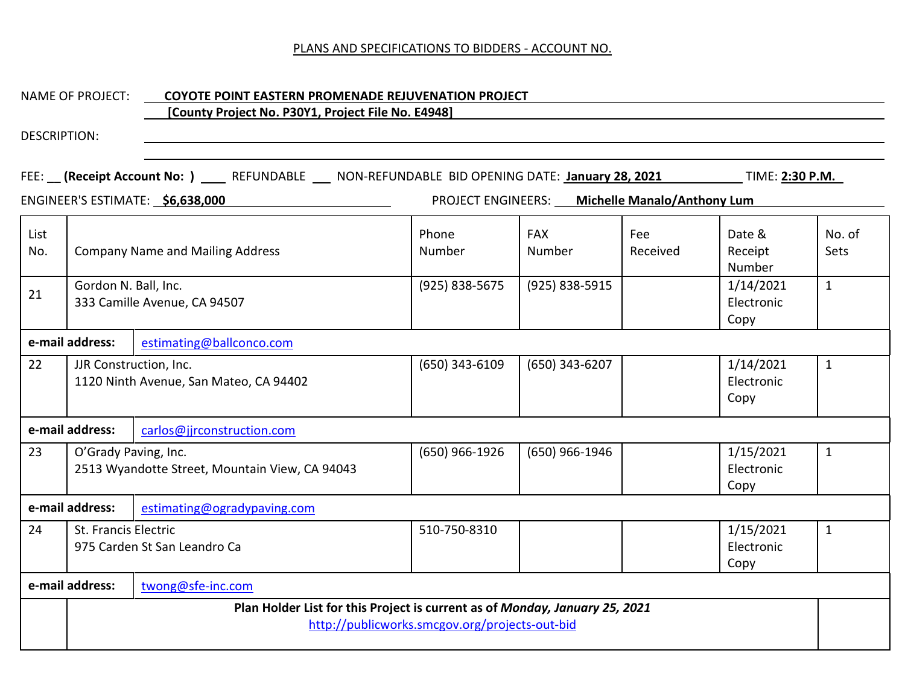PLANS AND SPECIFICATIONS TO BIDDERS - ACCOUNT NO.

NAME OF PROJECT: **COYOTE POINT EASTERN PROMENADE REJUVENATION PROJECT**
**[County Project No. P30Y1, Project File No. E4948]**

DESCRIPTION:

FEE: __ **(Receipt Account No: )** ____ REFUNDABLE ___ NON-REFUNDABLE BID OPENING DATE: **January 28, 2021** TIME: **2:30 P.M.**

ENGINEER'S ESTIMATE: **$6,638,000** PROJECT ENGINEERS: **Michelle Manalo/Anthony Lum**

| List No. | Company Name and Mailing Address | Phone Number | FAX Number | Fee Received | Date & Receipt Number | No. of Sets |
|---|---|---|---|---|---|---|
| 21 | Gordon N. Ball, Inc.<br>333 Camille Avenue, CA 94507 | (925) 838-5675 | (925) 838-5915 | | 1/14/2021 Electronic Copy | 1 |
| **e-mail address:** | estimating@ballconco.com | | | | | |
| 22 | JJR Construction, Inc.<br>1120 Ninth Avenue, San Mateo, CA 94402 | (650) 343-6109 | (650) 343-6207 | | 1/14/2021 Electronic Copy | 1 |
| **e-mail address:** | carlos@jjrconstruction.com | | | | | |
| 23 | O'Grady Paving, Inc.<br>2513 Wyandotte Street, Mountain View, CA 94043 | (650) 966-1926 | (650) 966-1946 | | 1/15/2021 Electronic Copy | 1 |
| **e-mail address:** | estimating@ogradypaving.com | | | | | |
| 24 | St. Francis Electric<br>975 Carden St San Leandro Ca | 510-750-8310 | | | 1/15/2021 Electronic Copy | 1 |
| **e-mail address:** | twong@sfe-inc.com | | | | | |

**Plan Holder List for this Project is current as of *Monday, January 25, 2021***
http://publicworks.smcgov.org/projects-out-bid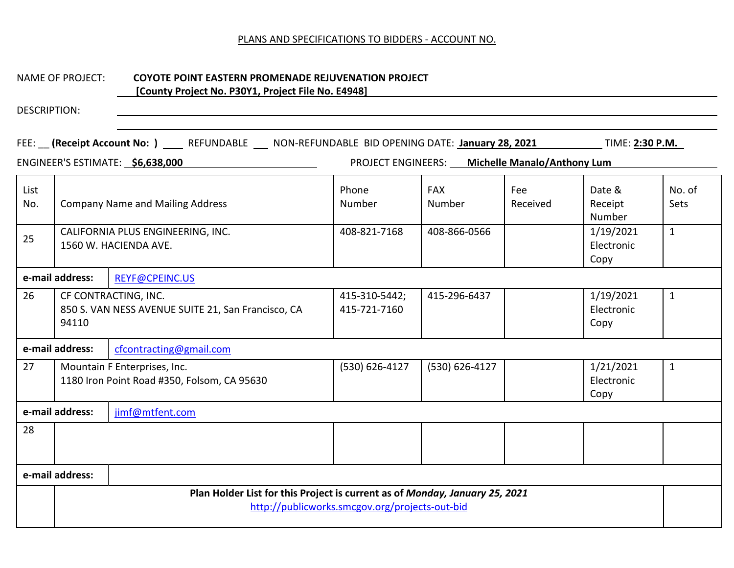PLANS AND SPECIFICATIONS TO BIDDERS - ACCOUNT NO.

NAME OF PROJECT: **COYOTE POINT EASTERN PROMENADE REJUVENATION PROJECT**
**[County Project No. P30Y1, Project File No. E4948]**

DESCRIPTION:

FEE: __ **(Receipt Account No: )** ____ REFUNDABLE ___ NON-REFUNDABLE BID OPENING DATE: **January 28, 2021** TIME: **2:30 P.M.**

ENGINEER'S ESTIMATE: **$6,638,000** PROJECT ENGINEERS: **Michelle Manalo/Anthony Lum**

| List No. | Company Name and Mailing Address | Phone Number | FAX Number | Fee Received | Date & Receipt Number | No. of Sets |
|---|---|---|---|---|---|---|
| 25 | CALIFORNIA PLUS ENGINEERING, INC.<br>1560 W. HACIENDA AVE. | 408-821-7168 | 408-866-0566 | | 1/19/2021 Electronic Copy | 1 |
| **e-mail address:** | REYF@CPEINC.US | | | | | |
| 26 | CF CONTRACTING, INC.<br>850 S. VAN NESS AVENUE SUITE 21, San Francisco, CA 94110 | 415-310-5442; 415-721-7160 | 415-296-6437 | | 1/19/2021 Electronic Copy | 1 |
| **e-mail address:** | cfcontracting@gmail.com | | | | | |
| 27 | Mountain F Enterprises, Inc.<br>1180 Iron Point Road #350, Folsom, CA 95630 | (530) 626-4127 | (530) 626-4127 | | 1/21/2021 Electronic Copy | 1 |
| **e-mail address:** | jimf@mtfent.com | | | | | |
| 28 | | | | | | |
| **e-mail address:** | | | | | | |

**Plan Holder List for this Project is current as of *Monday, January 25, 2021***
http://publicworks.smcgov.org/projects-out-bid